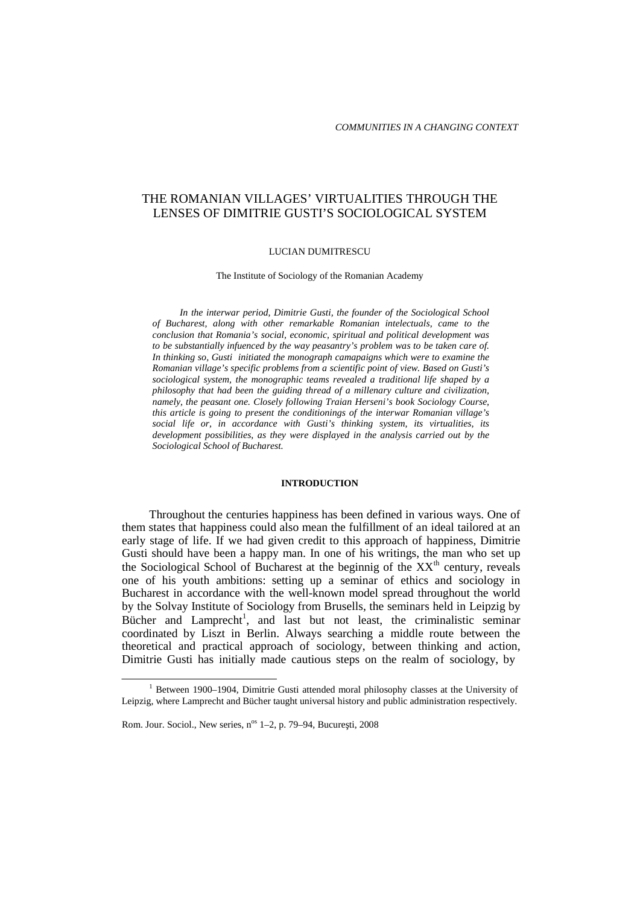# THE ROMANIAN VILLAGES' VIRTUALITIES THROUGH THE LENSES OF DIMITRIE GUSTI'S SOCIOLOGICAL SYSTEM

LUCIAN DUMITRESCU

The Institute of Sociology of the Romanian Academy

*In the interwar period, Dimitrie Gusti, the founder of the Sociological School of Bucharest, along with other remarkable Romanian intelectuals, came to the conclusion that Romania's social, economic, spiritual and political development was to be substantially infuenced by the way peasantry's problem was to be taken care of. In thinking so, Gusti initiated the monograph camapaigns which were to examine the Romanian village's specific problems from a scientific point of view. Based on Gusti's sociological system, the monographic teams revealed a traditional life shaped by a philosophy that had been the guiding thread of a millenary culture and civilization, namely, the peasant one. Closely following Traian Herseni's book Sociology Course, this article is going to present the conditionings of the interwar Romanian village's social life or, in accordance with Gusti's thinking system, its virtualities, its development possibilities, as they were displayed in the analysis carried out by the Sociological School of Bucharest.*

## INTRODUCTION

Throughout the centuries happiness has been defined in various ways. One of them states that happiness could also mean the fulfillment of an ideal tailored at an early stage of life. If we had given credit to this approach of happiness, Dimitrie Gusti should have been a happy man. In one of his writings, the man who set up the Sociological School of Bucharest at the beginnig of the XX$^{th}$ century, reveals one of his youth ambitions: setting up a seminar of ethics and sociology in Bucharest in accordance with the well-known model spread throughout the world by the Solvay Institute of Sociology from Brusells, the seminars held in Leipzig by Bücher and Lamprecht[1], and last but not least, the criminalistic seminar coordinated by Liszt in Berlin. Always searching a middle route between the theoretical and practical approach of sociology, between thinking and action, Dimitrie Gusti has initially made cautious steps on the realm of sociology, by

[1] Between 1900–1904, Dimitrie Gusti attended moral philosophy classes at the University of Leipzig, where Lamprecht and Bücher taught universal history and public administration respectively.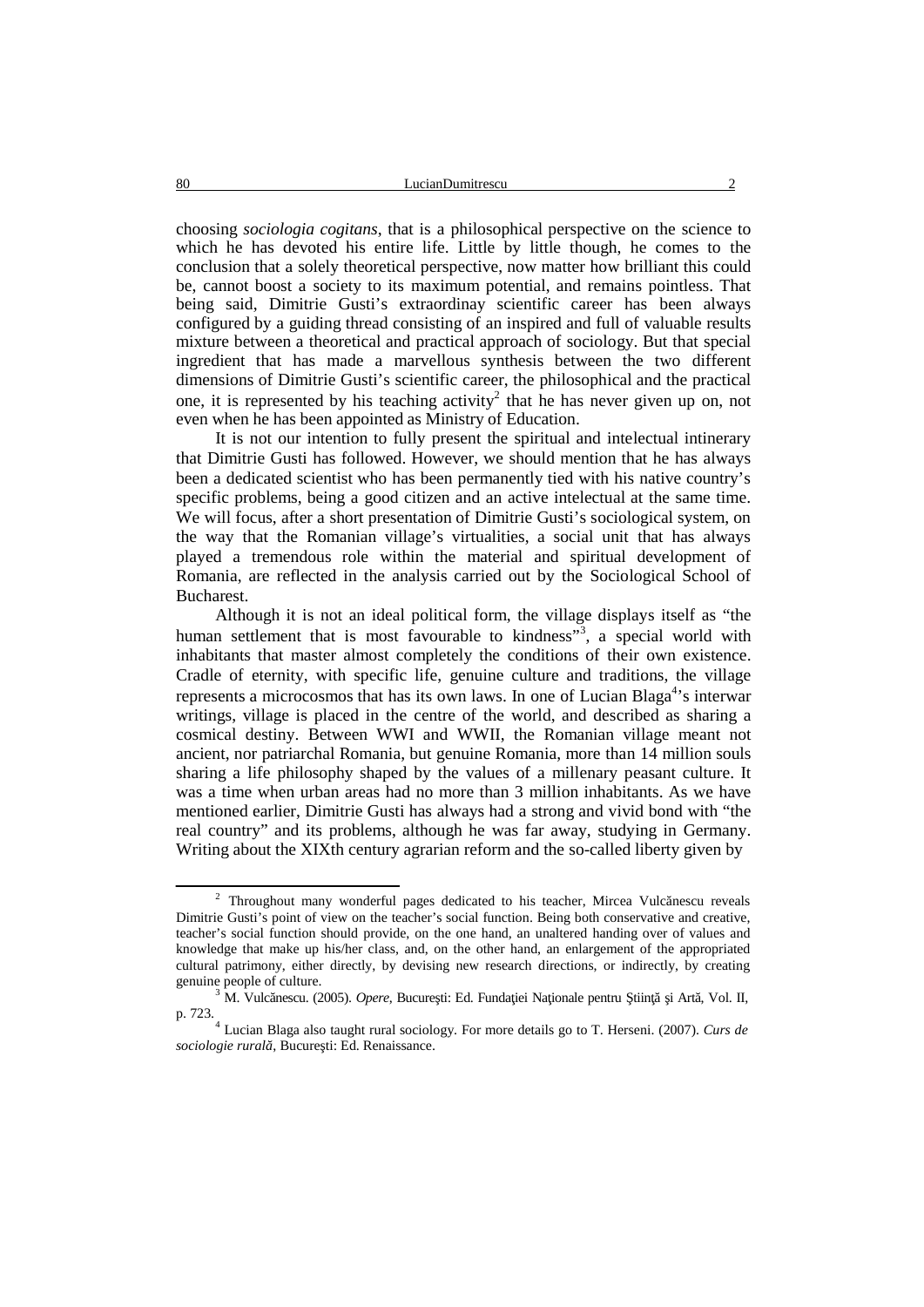choosing *sociologia cogitans*, that is a philosophical perspective on the science to which he has devoted his entire life. Little by little though, he comes to the conclusion that a solely theoretical perspective, now matter how brilliant this could be, cannot boost a society to its maximum potential, and remains pointless. That being said, Dimitrie Gusti's extraordinay scientific career has been always configured by a guiding thread consisting of an inspired and full of valuable results mixture between a theoretical and practical approach of sociology. But that special ingredient that has made a marvellous synthesis between the two different dimensions of Dimitrie Gusti's scientific career, the philosophical and the practical one, it is represented by his teaching activity[2] that he has never given up on, not even when he has been appointed as Ministry of Education.

It is not our intention to fully present the spiritual and intelectual intinerary that Dimitrie Gusti has followed. However, we should mention that he has always been a dedicated scientist who has been permanently tied with his native country's specific problems, being a good citizen and an active intelectual at the same time. We will focus, after a short presentation of Dimitrie Gusti's sociological system, on the way that the Romanian village's virtualities, a social unit that has always played a tremendous role within the material and spiritual development of Romania, are reflected in the analysis carried out by the Sociological School of Bucharest.

Although it is not an ideal political form, the village displays itself as "the human settlement that is most favourable to kindness"[3], a special world with inhabitants that master almost completely the conditions of their own existence. Cradle of eternity, with specific life, genuine culture and traditions, the village represents a microcosmos that has its own laws. In one of Lucian Blaga[4]'s interwar writings, village is placed in the centre of the world, and described as sharing a cosmical destiny. Between WWI and WWII, the Romanian village meant not ancient, nor patriarchal Romania, but genuine Romania, more than 14 million souls sharing a life philosophy shaped by the values of a millenary peasant culture. It was a time when urban areas had no more than 3 million inhabitants. As we have mentioned earlier, Dimitrie Gusti has always had a strong and vivid bond with "the real country" and its problems, although he was far away, studying in Germany. Writing about the XIXth century agrarian reform and the so-called liberty given by

---

[2] Throughout many wonderful pages dedicated to his teacher, Mircea Vulcănescu reveals Dimitrie Gusti's point of view on the teacher's social function. Being both conservative and creative, teacher's social function should provide, on the one hand, an unaltered handing over of values and knowledge that make up his/her class, and, on the other hand, an enlargement of the appropriated cultural patrimony, either directly, by devising new research directions, or indirectly, by creating genuine people of culture.

[3] M. Vulcănescu. (2005). *Opere*, Bucureşti: Ed. Fundaţiei Naţionale pentru Ştiinţă şi Artă, Vol. II, p. 723.

[4] Lucian Blaga also taught rural sociology. For more details go to T. Herseni. (2007). *Curs de sociologie rurală*, Bucureşti: Ed. Renaissance.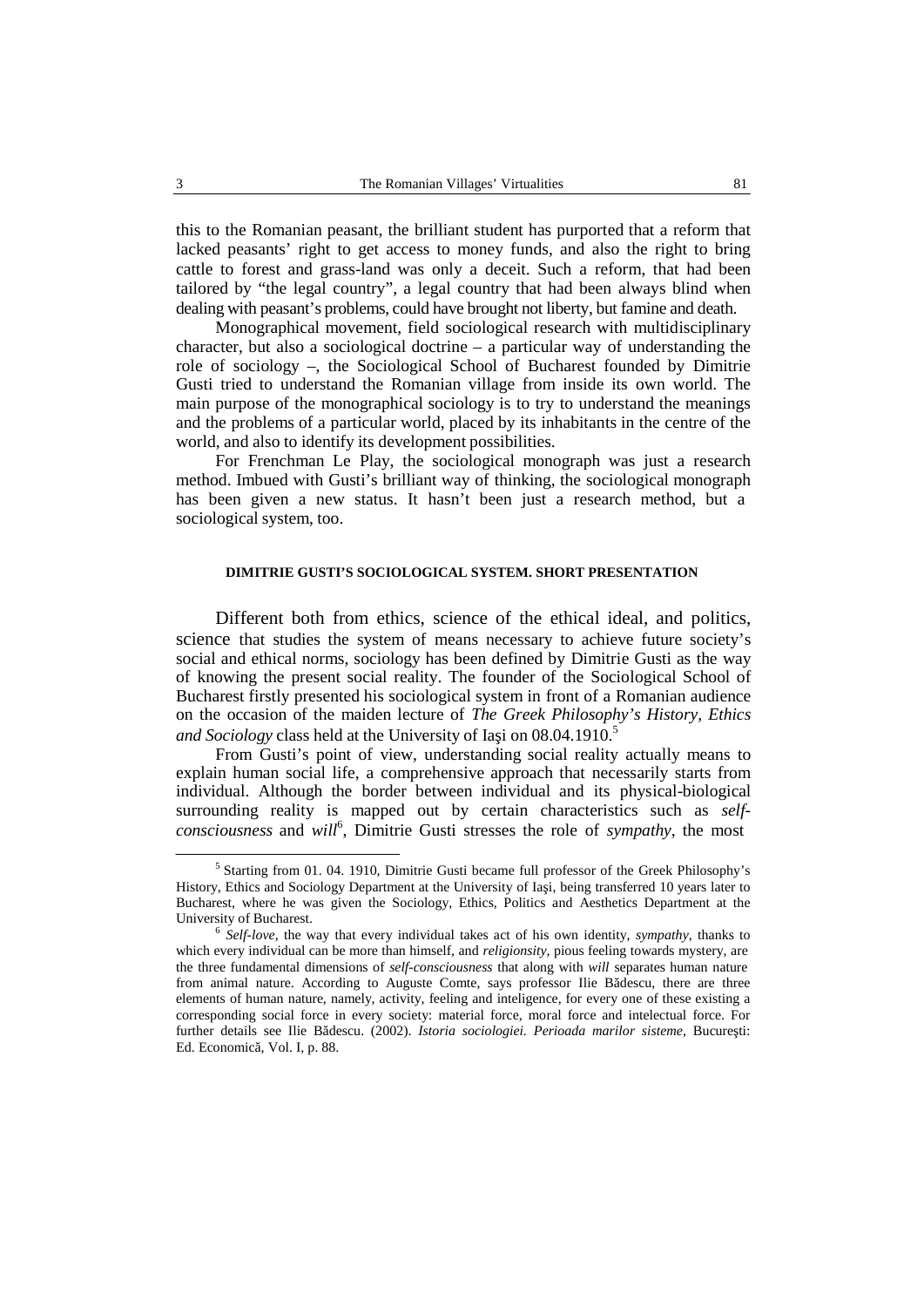this to the Romanian peasant, the brilliant student has purported that a reform that lacked peasants' right to get access to money funds, and also the right to bring cattle to forest and grass-land was only a deceit. Such a reform, that had been tailored by "the legal country", a legal country that had been always blind when dealing with peasant's problems, could have brought not liberty, but famine and death.

Monographical movement, field sociological research with multidisciplinary character, but also a sociological doctrine – a particular way of understanding the role of sociology –, the Sociological School of Bucharest founded by Dimitrie Gusti tried to understand the Romanian village from inside its own world. The main purpose of the monographical sociology is to try to understand the meanings and the problems of a particular world, placed by its inhabitants in the centre of the world, and also to identify its development possibilities.

For Frenchman Le Play, the sociological monograph was just a research method. Imbued with Gusti's brilliant way of thinking, the sociological monograph has been given a new status. It hasn't been just a research method, but a sociological system, too.

## DIMITRIE GUSTI'S SOCIOLOGICAL SYSTEM. SHORT PRESENTATION

Different both from ethics, science of the ethical ideal, and politics, science that studies the system of means necessary to achieve future society's social and ethical norms, sociology has been defined by Dimitrie Gusti as the way of knowing the present social reality. The founder of the Sociological School of Bucharest firstly presented his sociological system in front of a Romanian audience on the occasion of the maiden lecture of *The Greek Philosophy's History, Ethics and Sociology* class held at the University of Iaşi on 08.04.1910.[5]

From Gusti's point of view, understanding social reality actually means to explain human social life, a comprehensive approach that necessarily starts from individual. Although the border between individual and its physical-biological surrounding reality is mapped out by certain characteristics such as *self-consciousness* and *will*[6], Dimitrie Gusti stresses the role of *sympathy*, the most

---

[5] Starting from 01. 04. 1910, Dimitrie Gusti became full professor of the Greek Philosophy's History, Ethics and Sociology Department at the University of Iaşi, being transferred 10 years later to Bucharest, where he was given the Sociology, Ethics, Politics and Aesthetics Department at the University of Bucharest.

[6] *Self-love*, the way that every individual takes act of his own identity, *sympathy*, thanks to which every individual can be more than himself, and *religionsity*, pious feeling towards mystery, are the three fundamental dimensions of *self-consciousness* that along with *will* separates human nature from animal nature. According to Auguste Comte, says professor Ilie Bădescu, there are three elements of human nature, namely, activity, feeling and inteligence, for every one of these existing a corresponding social force in every society: material force, moral force and intelectual force. For further details see Ilie Bădescu. (2002). *Istoria sociologiei. Perioada marilor sisteme*, Bucureşti: Ed. Economică, Vol. I, p. 88.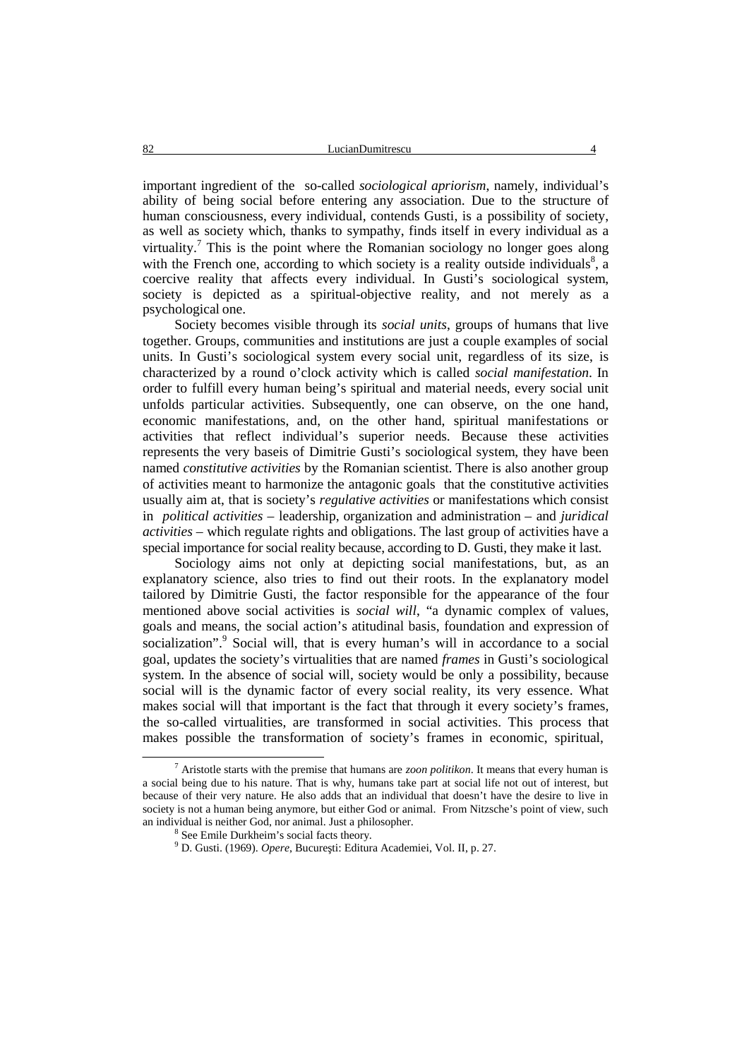important ingredient of the so-called *sociological apriorism*, namely, individual's ability of being social before entering any association. Due to the structure of human consciousness, every individual, contends Gusti, is a possibility of society, as well as society which, thanks to sympathy, finds itself in every individual as a virtuality.[7] This is the point where the Romanian sociology no longer goes along with the French one, according to which society is a reality outside individuals[8], a coercive reality that affects every individual. In Gusti's sociological system, society is depicted as a spiritual-objective reality, and not merely as a psychological one.

Society becomes visible through its *social units*, groups of humans that live together. Groups, communities and institutions are just a couple examples of social units. In Gusti's sociological system every social unit, regardless of its size, is characterized by a round o'clock activity which is called *social manifestation*. In order to fulfill every human being's spiritual and material needs, every social unit unfolds particular activities. Subsequently, one can observe, on the one hand, economic manifestations, and, on the other hand, spiritual manifestations or activities that reflect individual's superior needs. Because these activities represents the very baseis of Dimitrie Gusti's sociological system, they have been named *constitutive activities* by the Romanian scientist. There is also another group of activities meant to harmonize the antagonic goals that the constitutive activities usually aim at, that is society's *regulative activities* or manifestations which consist in *political activities* – leadership, organization and administration – and *juridical activities* – which regulate rights and obligations. The last group of activities have a special importance for social reality because, according to D. Gusti, they make it last.

Sociology aims not only at depicting social manifestations, but, as an explanatory science, also tries to find out their roots. In the explanatory model tailored by Dimitrie Gusti, the factor responsible for the appearance of the four mentioned above social activities is *social will*, "a dynamic complex of values, goals and means, the social action's atitudinal basis, foundation and expression of socialization".[9] Social will, that is every human's will in accordance to a social goal, updates the society's virtualities that are named *frames* in Gusti's sociological system. In the absence of social will, society would be only a possibility, because social will is the dynamic factor of every social reality, its very essence. What makes social will that important is the fact that through it every society's frames, the so-called virtualities, are transformed in social activities. This process that makes possible the transformation of society's frames in economic, spiritual,

---

[7] Aristotle starts with the premise that humans are *zoon politikon*. It means that every human is a social being due to his nature. That is why, humans take part at social life not out of interest, but because of their very nature. He also adds that an individual that doesn't have the desire to live in society is not a human being anymore, but either God or animal. From Nitzsche's point of view, such an individual is neither God, nor animal. Just a philosopher.

[8] See Emile Durkheim's social facts theory.

[9] D. Gusti. (1969). *Opere*, Bucureşti: Editura Academiei, Vol. II, p. 27.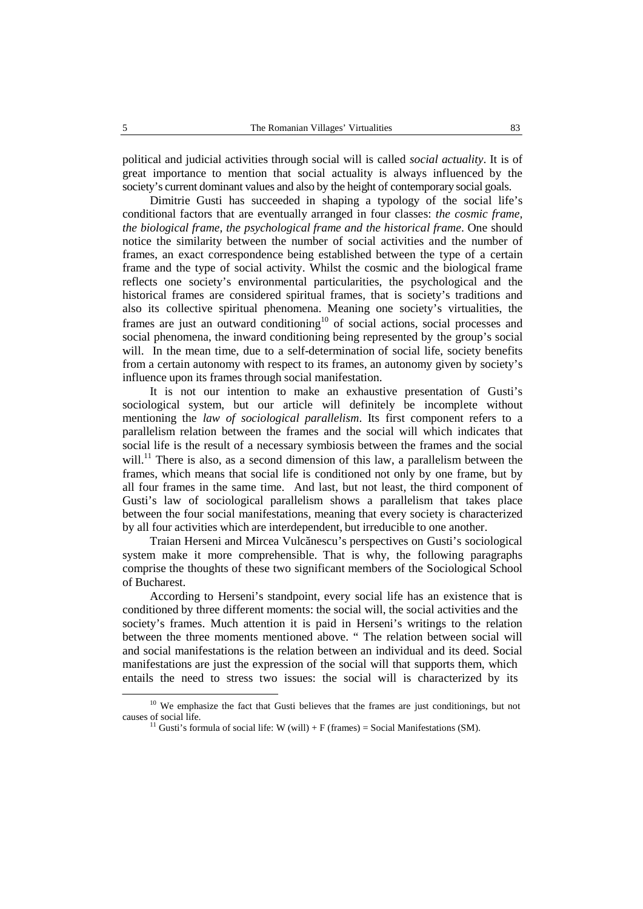political and judicial activities through social will is called *social actuality*. It is of great importance to mention that social actuality is always influenced by the society's current dominant values and also by the height of contemporary social goals.

Dimitrie Gusti has succeeded in shaping a typology of the social life's conditional factors that are eventually arranged in four classes: *the cosmic frame, the biological frame, the psychological frame and the historical frame*. One should notice the similarity between the number of social activities and the number of frames, an exact correspondence being established between the type of a certain frame and the type of social activity. Whilst the cosmic and the biological frame reflects one society's environmental particularities, the psychological and the historical frames are considered spiritual frames, that is society's traditions and also its collective spiritual phenomena. Meaning one society's virtualities, the frames are just an outward conditioning[10] of social actions, social processes and social phenomena, the inward conditioning being represented by the group's social will. In the mean time, due to a self-determination of social life, society benefits from a certain autonomy with respect to its frames, an autonomy given by society's influence upon its frames through social manifestation.

It is not our intention to make an exhaustive presentation of Gusti's sociological system, but our article will definitely be incomplete without mentioning the *law of sociological parallelism*. Its first component refers to a parallelism relation between the frames and the social will which indicates that social life is the result of a necessary symbiosis between the frames and the social will.[11] There is also, as a second dimension of this law, a parallelism between the frames, which means that social life is conditioned not only by one frame, but by all four frames in the same time. And last, but not least, the third component of Gusti's law of sociological parallelism shows a parallelism that takes place between the four social manifestations, meaning that every society is characterized by all four activities which are interdependent, but irreducible to one another.

Traian Herseni and Mircea Vulcănescu's perspectives on Gusti's sociological system make it more comprehensible. That is why, the following paragraphs comprise the thoughts of these two significant members of the Sociological School of Bucharest.

According to Herseni's standpoint, every social life has an existence that is conditioned by three different moments: the social will, the social activities and the society's frames. Much attention it is paid in Herseni's writings to the relation between the three moments mentioned above. " The relation between social will and social manifestations is the relation between an individual and its deed. Social manifestations are just the expression of the social will that supports them, which entails the need to stress two issues: the social will is characterized by its

[10] We emphasize the fact that Gusti believes that the frames are just conditionings, but not causes of social life.

[11] Gusti's formula of social life: W (will) + F (frames) = Social Manifestations (SM).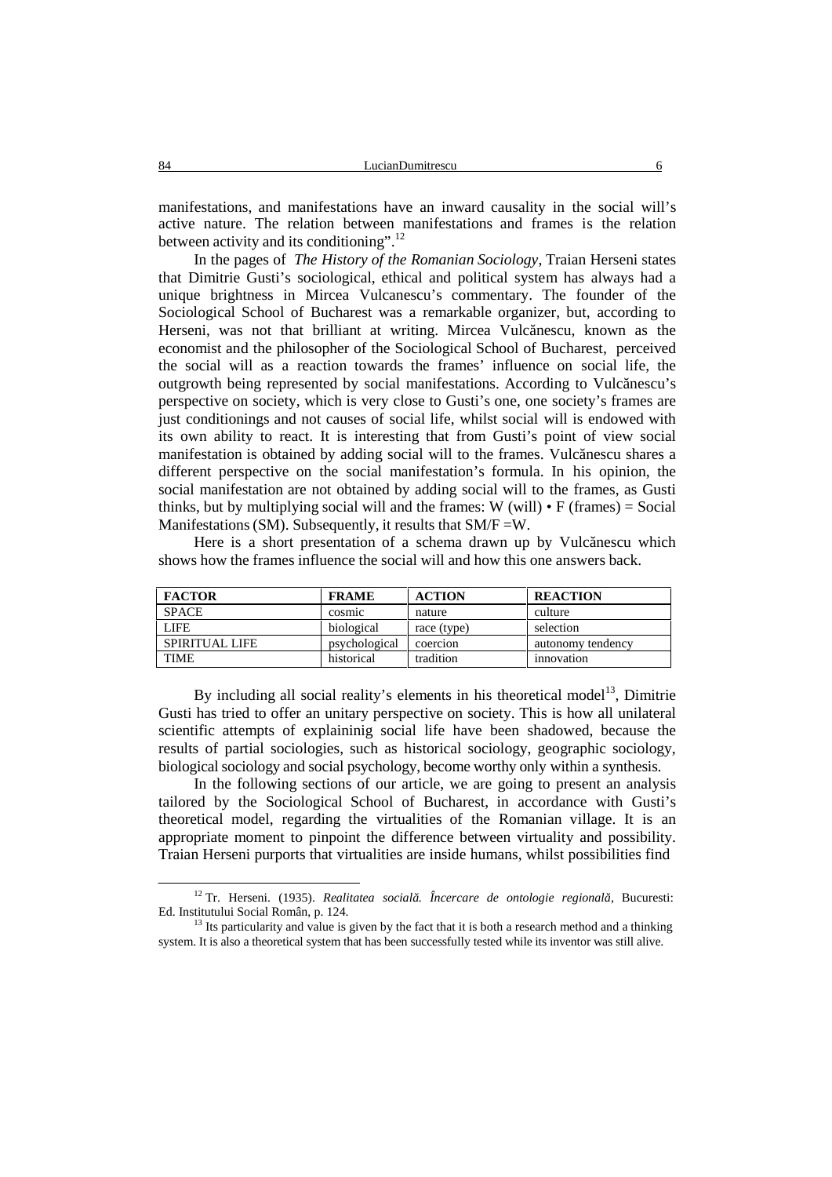manifestations, and manifestations have an inward causality in the social will's active nature. The relation between manifestations and frames is the relation between activity and its conditioning".[12]

In the pages of *The History of the Romanian Sociology*, Traian Herseni states that Dimitrie Gusti's sociological, ethical and political system has always had a unique brightness in Mircea Vulcanescu's commentary. The founder of the Sociological School of Bucharest was a remarkable organizer, but, according to Herseni, was not that brilliant at writing. Mircea Vulcănescu, known as the economist and the philosopher of the Sociological School of Bucharest, perceived the social will as a reaction towards the frames' influence on social life, the outgrowth being represented by social manifestations. According to Vulcănescu's perspective on society, which is very close to Gusti's one, one society's frames are just conditionings and not causes of social life, whilst social will is endowed with its own ability to react. It is interesting that from Gusti's point of view social manifestation is obtained by adding social will to the frames. Vulcănescu shares a different perspective on the social manifestation's formula. In his opinion, the social manifestation are not obtained by adding social will to the frames, as Gusti thinks, but by multiplying social will and the frames: W (will) • F (frames) = Social Manifestations (SM). Subsequently, it results that SM/F =W.

Here is a short presentation of a schema drawn up by Vulcănescu which shows how the frames influence the social will and how this one answers back.

| FACTOR | FRAME | ACTION | REACTION |
|---|---|---|---|
| SPACE | cosmic | nature | culture |
| LIFE | biological | race (type) | selection |
| SPIRITUAL LIFE | psychological | coercion | autonomy tendency |
| TIME | historical | tradition | innovation |

By including all social reality's elements in his theoretical model[13], Dimitrie Gusti has tried to offer an unitary perspective on society. This is how all unilateral scientific attempts of explaininig social life have been shadowed, because the results of partial sociologies, such as historical sociology, geographic sociology, biological sociology and social psychology, become worthy only within a synthesis.

In the following sections of our article, we are going to present an analysis tailored by the Sociological School of Bucharest, in accordance with Gusti's theoretical model, regarding the virtualities of the Romanian village. It is an appropriate moment to pinpoint the difference between virtuality and possibility. Traian Herseni purports that virtualities are inside humans, whilst possibilities find

[12] Tr. Herseni. (1935). *Realitatea socială. Încercare de ontologie regională*, Bucuresti: Ed. Institutului Social Român, p. 124.

[13] Its particularity and value is given by the fact that it is both a research method and a thinking system. It is also a theoretical system that has been successfully tested while its inventor was still alive.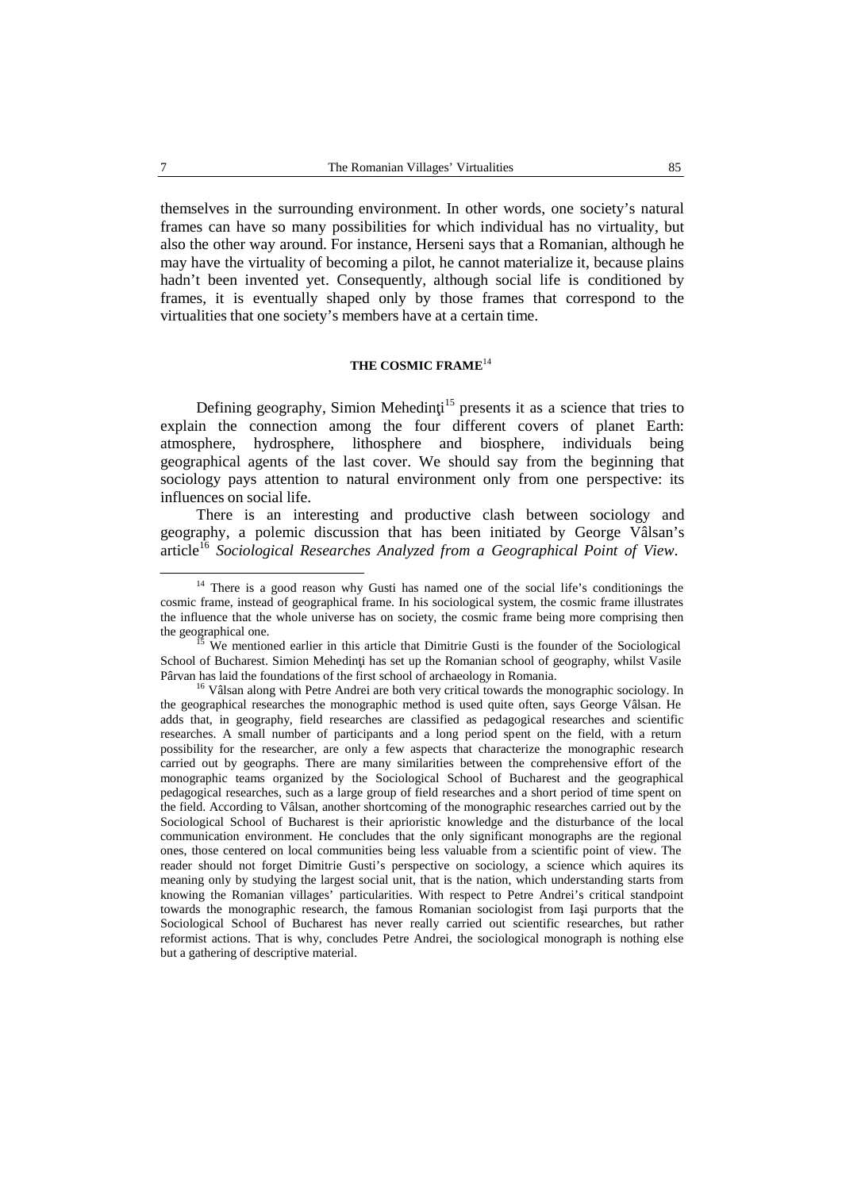themselves in the surrounding environment. In other words, one society's natural frames can have so many possibilities for which individual has no virtuality, but also the other way around. For instance, Herseni says that a Romanian, although he may have the virtuality of becoming a pilot, he cannot materialize it, because plains hadn't been invented yet. Consequently, although social life is conditioned by frames, it is eventually shaped only by those frames that correspond to the virtualities that one society's members have at a certain time.

## THE COSMIC FRAME[14]

Defining geography, Simion Mehedinţi[15] presents it as a science that tries to explain the connection among the four different covers of planet Earth: atmosphere, hydrosphere, lithosphere and biosphere, individuals being geographical agents of the last cover. We should say from the beginning that sociology pays attention to natural environment only from one perspective: its influences on social life.

There is an interesting and productive clash between sociology and geography, a polemic discussion that has been initiated by George Vâlsan's article[16] *Sociological Researches Analyzed from a Geographical Point of View.*

---

[14] There is a good reason why Gusti has named one of the social life's conditionings the cosmic frame, instead of geographical frame. In his sociological system, the cosmic frame illustrates the influence that the whole universe has on society, the cosmic frame being more comprising then the geographical one.

[15] We mentioned earlier in this article that Dimitrie Gusti is the founder of the Sociological School of Bucharest. Simion Mehedinţi has set up the Romanian school of geography, whilst Vasile Pârvan has laid the foundations of the first school of archaeology in Romania.

[16] Vâlsan along with Petre Andrei are both very critical towards the monographic sociology. In the geographical researches the monographic method is used quite often, says George Vâlsan. He adds that, in geography, field researches are classified as pedagogical researches and scientific researches. A small number of participants and a long period spent on the field, with a return possibility for the researcher, are only a few aspects that characterize the monographic research carried out by geographs. There are many similarities between the comprehensive effort of the monographic teams organized by the Sociological School of Bucharest and the geographical pedagogical researches, such as a large group of field researches and a short period of time spent on the field. According to Vâlsan, another shortcoming of the monographic researches carried out by the Sociological School of Bucharest is their aprioristic knowledge and the disturbance of the local communication environment. He concludes that the only significant monographs are the regional ones, those centered on local communities being less valuable from a scientific point of view. The reader should not forget Dimitrie Gusti's perspective on sociology, a science which aquires its meaning only by studying the largest social unit, that is the nation, which understanding starts from knowing the Romanian villages' particularities. With respect to Petre Andrei's critical standpoint towards the monographic research, the famous Romanian sociologist from Iaşi purports that the Sociological School of Bucharest has never really carried out scientific researches, but rather reformist actions. That is why, concludes Petre Andrei, the sociological monograph is nothing else but a gathering of descriptive material.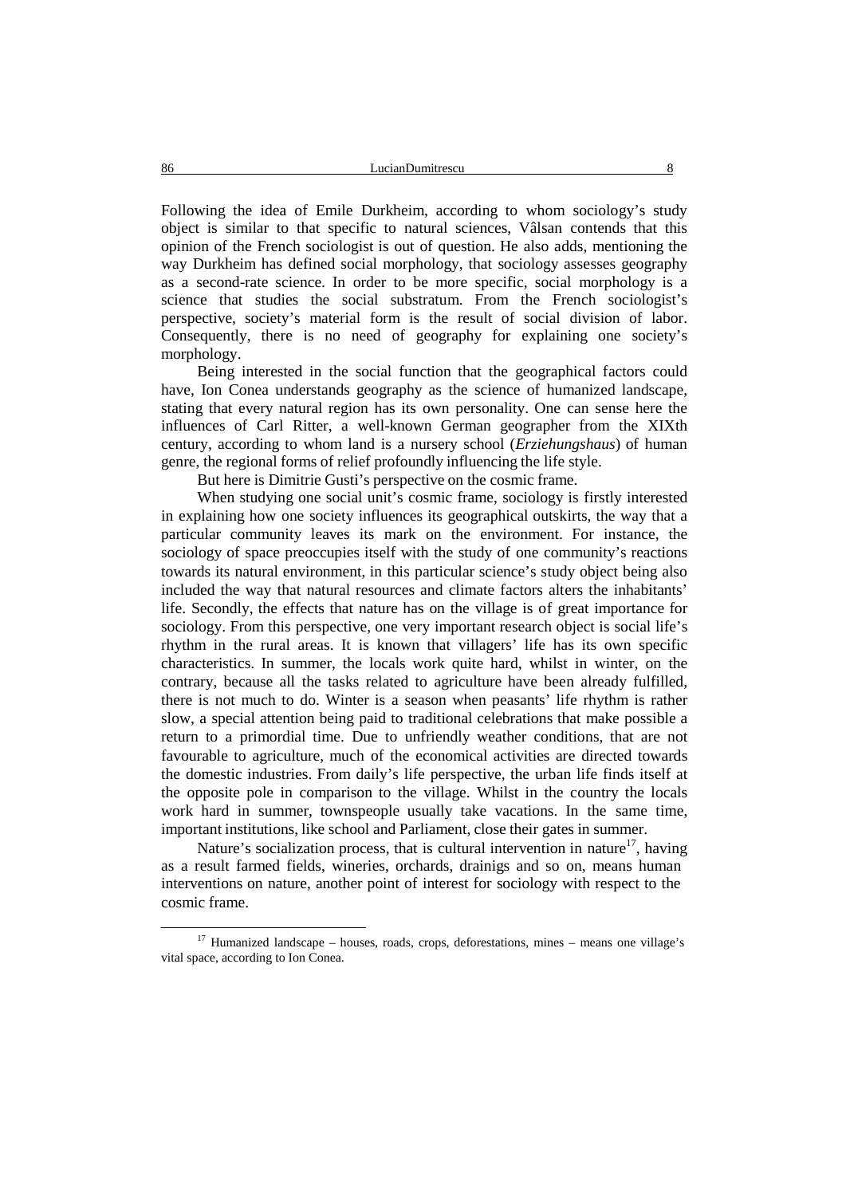Following the idea of Emile Durkheim, according to whom sociology's study object is similar to that specific to natural sciences, Vâlsan contends that this opinion of the French sociologist is out of question. He also adds, mentioning the way Durkheim has defined social morphology, that sociology assesses geography as a second-rate science. In order to be more specific, social morphology is a science that studies the social substratum. From the French sociologist's perspective, society's material form is the result of social division of labor. Consequently, there is no need of geography for explaining one society's morphology.

Being interested in the social function that the geographical factors could have, Ion Conea understands geography as the science of humanized landscape, stating that every natural region has its own personality. One can sense here the influences of Carl Ritter, a well-known German geographer from the XIXth century, according to whom land is a nursery school (*Erziehungshaus*) of human genre, the regional forms of relief profoundly influencing the life style.

But here is Dimitrie Gusti's perspective on the cosmic frame.

When studying one social unit's cosmic frame, sociology is firstly interested in explaining how one society influences its geographical outskirts, the way that a particular community leaves its mark on the environment. For instance, the sociology of space preoccupies itself with the study of one community's reactions towards its natural environment, in this particular science's study object being also included the way that natural resources and climate factors alters the inhabitants' life. Secondly, the effects that nature has on the village is of great importance for sociology. From this perspective, one very important research object is social life's rhythm in the rural areas. It is known that villagers' life has its own specific characteristics. In summer, the locals work quite hard, whilst in winter, on the contrary, because all the tasks related to agriculture have been already fulfilled, there is not much to do. Winter is a season when peasants' life rhythm is rather slow, a special attention being paid to traditional celebrations that make possible a return to a primordial time. Due to unfriendly weather conditions, that are not favourable to agriculture, much of the economical activities are directed towards the domestic industries. From daily's life perspective, the urban life finds itself at the opposite pole in comparison to the village. Whilst in the country the locals work hard in summer, townspeople usually take vacations. In the same time, important institutions, like school and Parliament, close their gates in summer.

Nature's socialization process, that is cultural intervention in nature[17], having as a result farmed fields, wineries, orchards, drainigs and so on, means human interventions on nature, another point of interest for sociology with respect to the cosmic frame.

---

[17] Humanized landscape – houses, roads, crops, deforestations, mines – means one village's vital space, according to Ion Conea.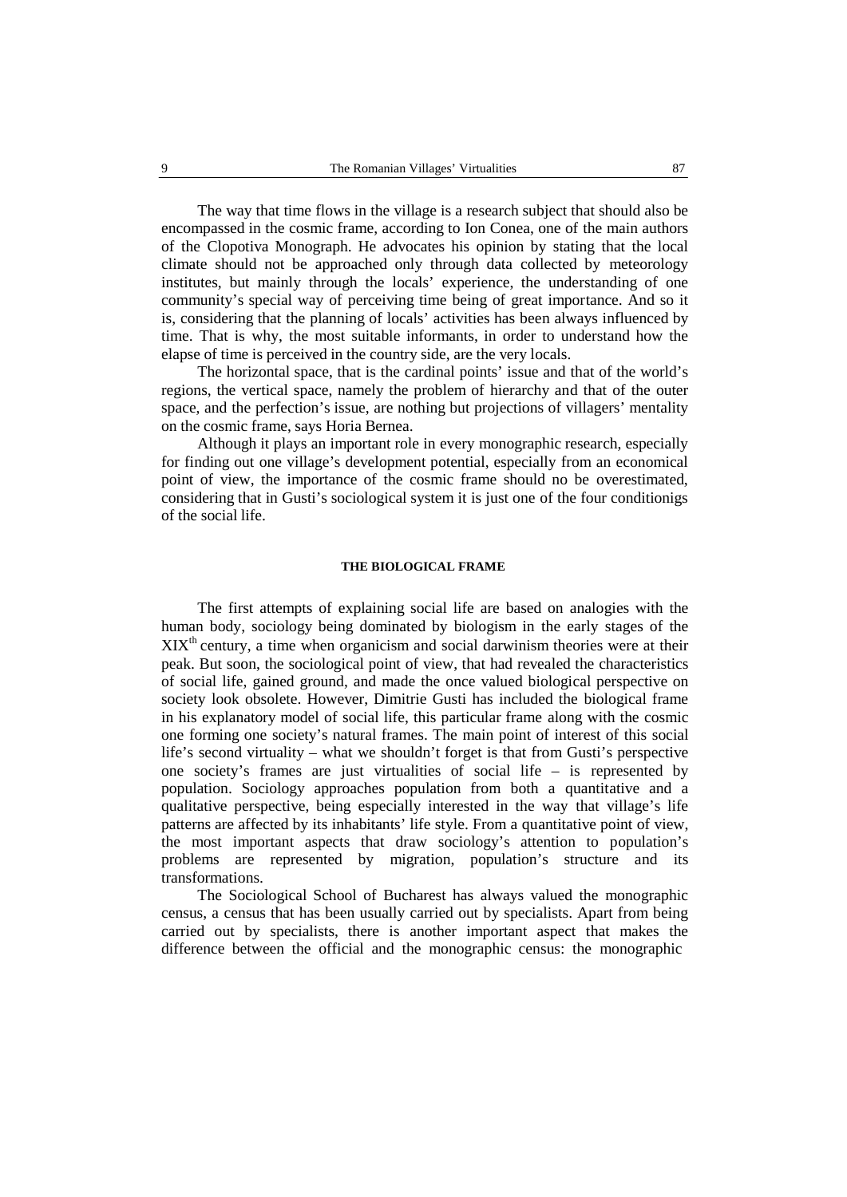The way that time flows in the village is a research subject that should also be encompassed in the cosmic frame, according to Ion Conea, one of the main authors of the Clopotiva Monograph. He advocates his opinion by stating that the local climate should not be approached only through data collected by meteorology institutes, but mainly through the locals' experience, the understanding of one community's special way of perceiving time being of great importance. And so it is, considering that the planning of locals' activities has been always influenced by time. That is why, the most suitable informants, in order to understand how the elapse of time is perceived in the country side, are the very locals.

The horizontal space, that is the cardinal points' issue and that of the world's regions, the vertical space, namely the problem of hierarchy and that of the outer space, and the perfection's issue, are nothing but projections of villagers' mentality on the cosmic frame, says Horia Bernea.

Although it plays an important role in every monographic research, especially for finding out one village's development potential, especially from an economical point of view, the importance of the cosmic frame should no be overestimated, considering that in Gusti's sociological system it is just one of the four conditionigs of the social life.

## THE BIOLOGICAL FRAME

The first attempts of explaining social life are based on analogies with the human body, sociology being dominated by biologism in the early stages of the XIX[th] century, a time when organicism and social darwinism theories were at their peak. But soon, the sociological point of view, that had revealed the characteristics of social life, gained ground, and made the once valued biological perspective on society look obsolete. However, Dimitrie Gusti has included the biological frame in his explanatory model of social life, this particular frame along with the cosmic one forming one society's natural frames. The main point of interest of this social life's second virtuality – what we shouldn't forget is that from Gusti's perspective one society's frames are just virtualities of social life – is represented by population. Sociology approaches population from both a quantitative and a qualitative perspective, being especially interested in the way that village's life patterns are affected by its inhabitants' life style. From a quantitative point of view, the most important aspects that draw sociology's attention to population's problems are represented by migration, population's structure and its transformations.

The Sociological School of Bucharest has always valued the monographic census, a census that has been usually carried out by specialists. Apart from being carried out by specialists, there is another important aspect that makes the difference between the official and the monographic census: the monographic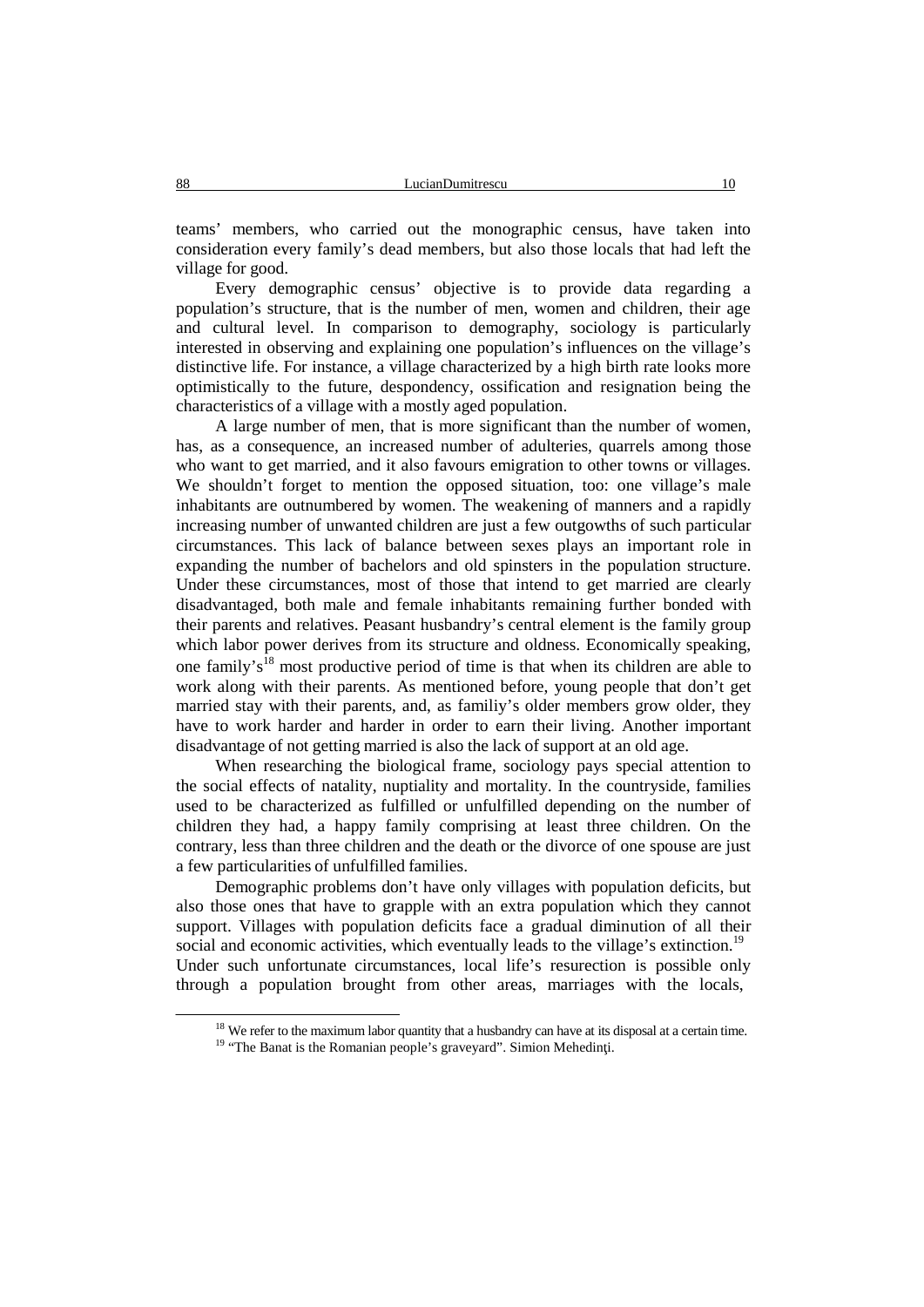teams' members, who carried out the monographic census, have taken into consideration every family's dead members, but also those locals that had left the village for good.

Every demographic census' objective is to provide data regarding a population's structure, that is the number of men, women and children, their age and cultural level. In comparison to demography, sociology is particularly interested in observing and explaining one population's influences on the village's distinctive life. For instance, a village characterized by a high birth rate looks more optimistically to the future, despondency, ossification and resignation being the characteristics of a village with a mostly aged population.

A large number of men, that is more significant than the number of women, has, as a consequence, an increased number of adulteries, quarrels among those who want to get married, and it also favours emigration to other towns or villages. We shouldn't forget to mention the opposed situation, too: one village's male inhabitants are outnumbered by women. The weakening of manners and a rapidly increasing number of unwanted children are just a few outgowths of such particular circumstances. This lack of balance between sexes plays an important role in expanding the number of bachelors and old spinsters in the population structure. Under these circumstances, most of those that intend to get married are clearly disadvantaged, both male and female inhabitants remaining further bonded with their parents and relatives. Peasant husbandry's central element is the family group which labor power derives from its structure and oldness. Economically speaking, one family's[18] most productive period of time is that when its children are able to work along with their parents. As mentioned before, young people that don't get married stay with their parents, and, as familiy's older members grow older, they have to work harder and harder in order to earn their living. Another important disadvantage of not getting married is also the lack of support at an old age.

When researching the biological frame, sociology pays special attention to the social effects of natality, nuptiality and mortality. In the countryside, families used to be characterized as fulfilled or unfulfilled depending on the number of children they had, a happy family comprising at least three children. On the contrary, less than three children and the death or the divorce of one spouse are just a few particularities of unfulfilled families.

Demographic problems don't have only villages with population deficits, but also those ones that have to grapple with an extra population which they cannot support. Villages with population deficits face a gradual diminution of all their social and economic activities, which eventually leads to the village's extinction.[19] Under such unfortunate circumstances, local life's resurection is possible only through a population brought from other areas, marriages with the locals,

[18] We refer to the maximum labor quantity that a husbandry can have at its disposal at a certain time.

[19] "The Banat is the Romanian people's graveyard". Simion Mehedinţi.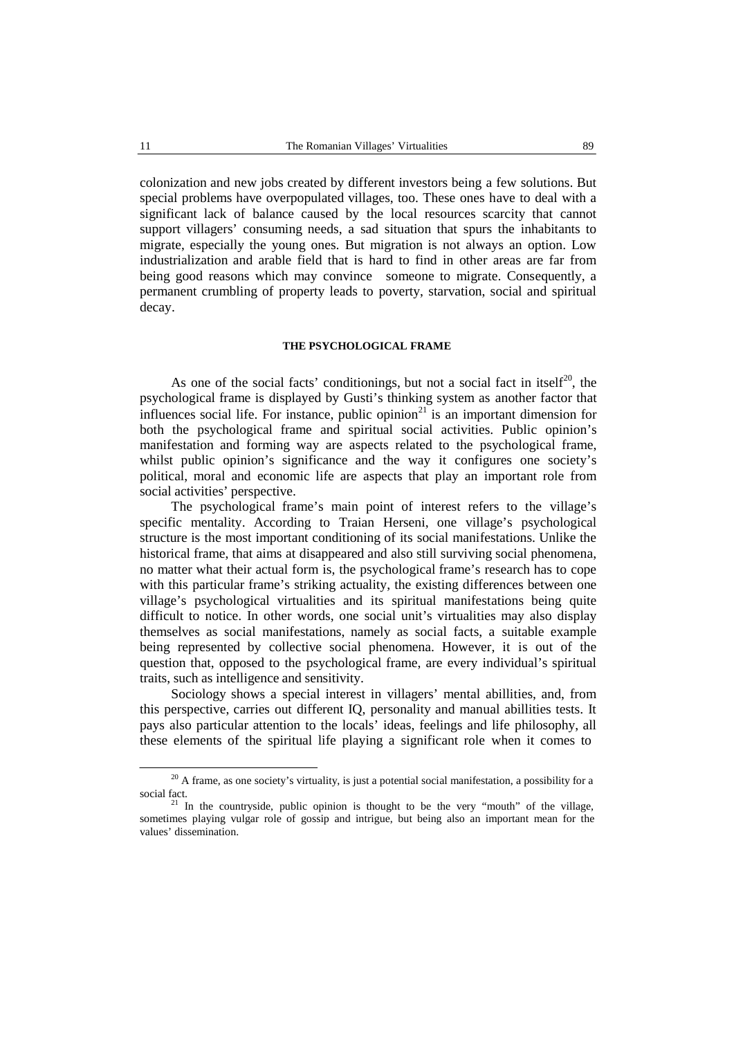colonization and new jobs created by different investors being a few solutions. But special problems have overpopulated villages, too. These ones have to deal with a significant lack of balance caused by the local resources scarcity that cannot support villagers' consuming needs, a sad situation that spurs the inhabitants to migrate, especially the young ones. But migration is not always an option. Low industrialization and arable field that is hard to find in other areas are far from being good reasons which may convince someone to migrate. Consequently, a permanent crumbling of property leads to poverty, starvation, social and spiritual decay.

## THE PSYCHOLOGICAL FRAME

As one of the social facts' conditionings, but not a social fact in itself[20], the psychological frame is displayed by Gusti's thinking system as another factor that influences social life. For instance, public opinion[21] is an important dimension for both the psychological frame and spiritual social activities. Public opinion's manifestation and forming way are aspects related to the psychological frame, whilst public opinion's significance and the way it configures one society's political, moral and economic life are aspects that play an important role from social activities' perspective.

The psychological frame's main point of interest refers to the village's specific mentality. According to Traian Herseni, one village's psychological structure is the most important conditioning of its social manifestations. Unlike the historical frame, that aims at disappeared and also still surviving social phenomena, no matter what their actual form is, the psychological frame's research has to cope with this particular frame's striking actuality, the existing differences between one village's psychological virtualities and its spiritual manifestations being quite difficult to notice. In other words, one social unit's virtualities may also display themselves as social manifestations, namely as social facts, a suitable example being represented by collective social phenomena. However, it is out of the question that, opposed to the psychological frame, are every individual's spiritual traits, such as intelligence and sensitivity.

Sociology shows a special interest in villagers' mental abillities, and, from this perspective, carries out different IQ, personality and manual abillities tests. It pays also particular attention to the locals' ideas, feelings and life philosophy, all these elements of the spiritual life playing a significant role when it comes to

[20] A frame, as one society's virtuality, is just a potential social manifestation, a possibility for a social fact.

[21] In the countryside, public opinion is thought to be the very "mouth" of the village, sometimes playing vulgar role of gossip and intrigue, but being also an important mean for the values' dissemination.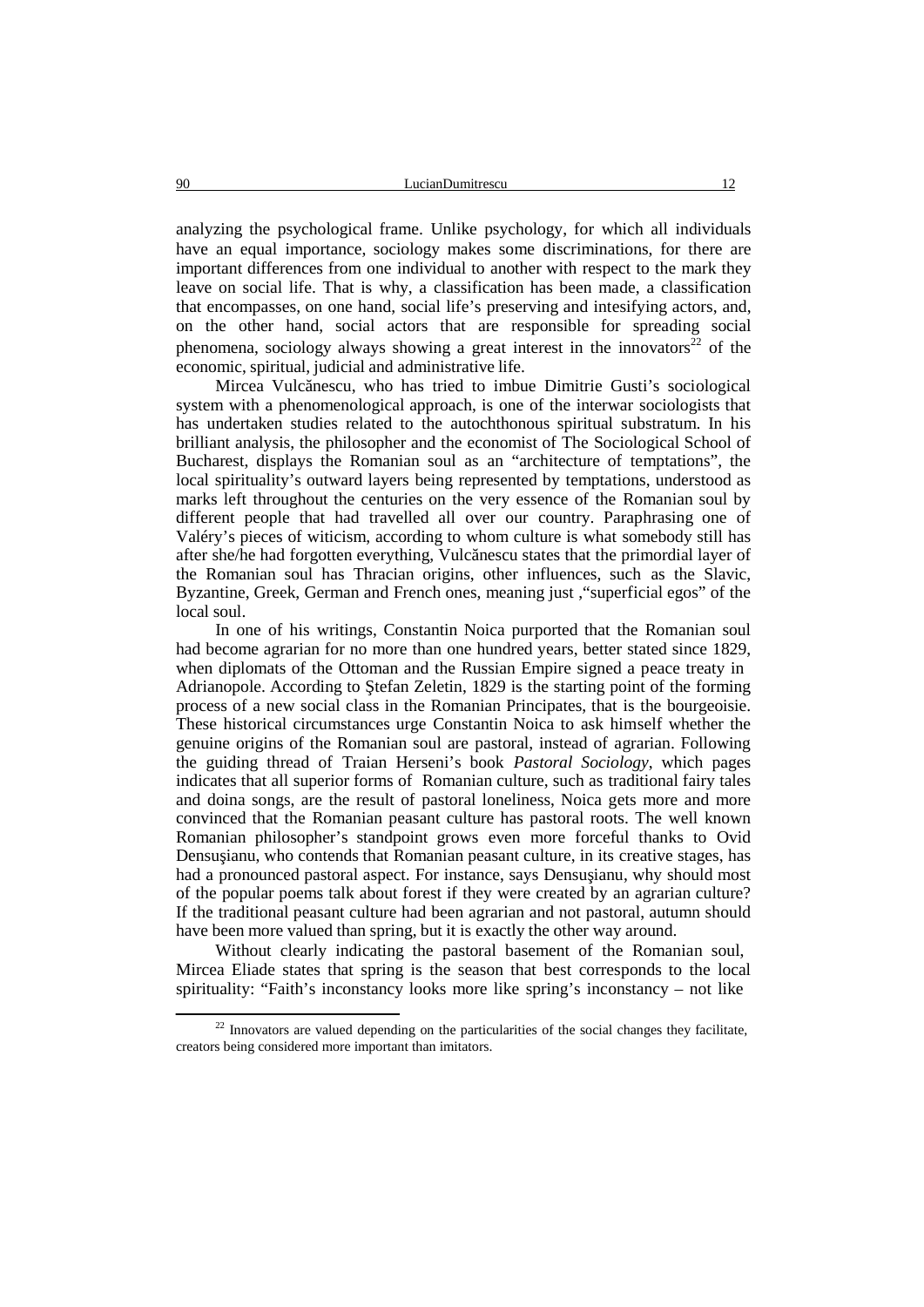analyzing the psychological frame. Unlike psychology, for which all individuals have an equal importance, sociology makes some discriminations, for there are important differences from one individual to another with respect to the mark they leave on social life. That is why, a classification has been made, a classification that encompasses, on one hand, social life's preserving and intesifying actors, and, on the other hand, social actors that are responsible for spreading social phenomena, sociology always showing a great interest in the innovators[22] of the economic, spiritual, judicial and administrative life.

Mircea Vulcănescu, who has tried to imbue Dimitrie Gusti's sociological system with a phenomenological approach, is one of the interwar sociologists that has undertaken studies related to the autochthonous spiritual substratum. In his brilliant analysis, the philosopher and the economist of The Sociological School of Bucharest, displays the Romanian soul as an "architecture of temptations", the local spirituality's outward layers being represented by temptations, understood as marks left throughout the centuries on the very essence of the Romanian soul by different people that had travelled all over our country. Paraphrasing one of Valéry's pieces of witicism, according to whom culture is what somebody still has after she/he had forgotten everything, Vulcănescu states that the primordial layer of the Romanian soul has Thracian origins, other influences, such as the Slavic, Byzantine, Greek, German and French ones, meaning just ,"superficial egos" of the local soul.

In one of his writings, Constantin Noica purported that the Romanian soul had become agrarian for no more than one hundred years, better stated since 1829, when diplomats of the Ottoman and the Russian Empire signed a peace treaty in Adrianopole. According to Ștefan Zeletin, 1829 is the starting point of the forming process of a new social class in the Romanian Principates, that is the bourgeoisie. These historical circumstances urge Constantin Noica to ask himself whether the genuine origins of the Romanian soul are pastoral, instead of agrarian. Following the guiding thread of Traian Herseni's book *Pastoral Sociology*, which pages indicates that all superior forms of Romanian culture, such as traditional fairy tales and doina songs, are the result of pastoral loneliness, Noica gets more and more convinced that the Romanian peasant culture has pastoral roots. The well known Romanian philosopher's standpoint grows even more forceful thanks to Ovid Densuşianu, who contends that Romanian peasant culture, in its creative stages, has had a pronounced pastoral aspect. For instance, says Densuşianu, why should most of the popular poems talk about forest if they were created by an agrarian culture? If the traditional peasant culture had been agrarian and not pastoral, autumn should have been more valued than spring, but it is exactly the other way around.

Without clearly indicating the pastoral basement of the Romanian soul, Mircea Eliade states that spring is the season that best corresponds to the local spirituality: "Faith's inconstancy looks more like spring's inconstancy – not like

[22] Innovators are valued depending on the particularities of the social changes they facilitate, creators being considered more important than imitators.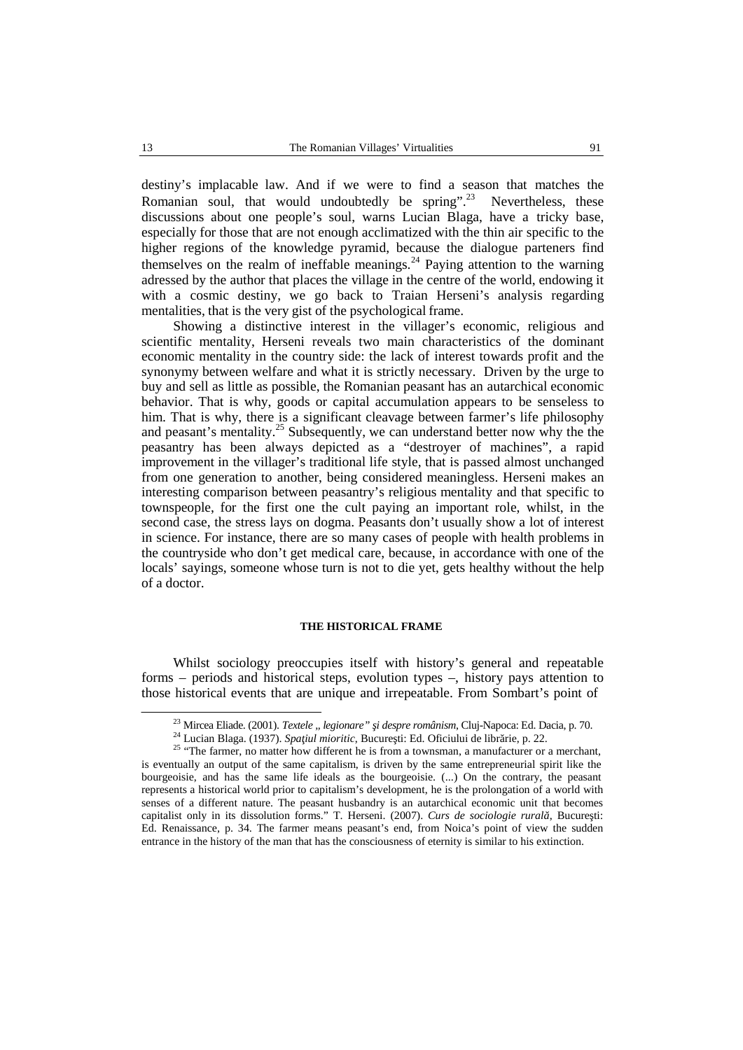destiny's implacable law. And if we were to find a season that matches the Romanian soul, that would undoubtedly be spring".[23] Nevertheless, these discussions about one people's soul, warns Lucian Blaga, have a tricky base, especially for those that are not enough acclimatized with the thin air specific to the higher regions of the knowledge pyramid, because the dialogue parteners find themselves on the realm of ineffable meanings.[24] Paying attention to the warning adressed by the author that places the village in the centre of the world, endowing it with a cosmic destiny, we go back to Traian Herseni's analysis regarding mentalities, that is the very gist of the psychological frame.

Showing a distinctive interest in the villager's economic, religious and scientific mentality, Herseni reveals two main characteristics of the dominant economic mentality in the country side: the lack of interest towards profit and the synonymy between welfare and what it is strictly necessary. Driven by the urge to buy and sell as little as possible, the Romanian peasant has an autarchical economic behavior. That is why, goods or capital accumulation appears to be senseless to him. That is why, there is a significant cleavage between farmer's life philosophy and peasant's mentality.[25] Subsequently, we can understand better now why the the peasantry has been always depicted as a "destroyer of machines", a rapid improvement in the villager's traditional life style, that is passed almost unchanged from one generation to another, being considered meaningless. Herseni makes an interesting comparison between peasantry's religious mentality and that specific to townspeople, for the first one the cult paying an important role, whilst, in the second case, the stress lays on dogma. Peasants don't usually show a lot of interest in science. For instance, there are so many cases of people with health problems in the countryside who don't get medical care, because, in accordance with one of the locals' sayings, someone whose turn is not to die yet, gets healthy without the help of a doctor.

## THE HISTORICAL FRAME

Whilst sociology preoccupies itself with history's general and repeatable forms – periods and historical steps, evolution types –, history pays attention to those historical events that are unique and irrepeatable. From Sombart's point of

---

[23] Mircea Eliade. (2001). *Textele „ legionare" şi despre românism*, Cluj-Napoca: Ed. Dacia, p. 70.

[24] Lucian Blaga. (1937). *Spaţiul mioritic*, Bucureşti: Ed. Oficiului de librărie, p. 22.

[25] "The farmer, no matter how different he is from a townsman, a manufacturer or a merchant, is eventually an output of the same capitalism, is driven by the same entrepreneurial spirit like the bourgeoisie, and has the same life ideals as the bourgeoisie. (...) On the contrary, the peasant represents a historical world prior to capitalism's development, he is the prolongation of a world with senses of a different nature. The peasant husbandry is an autarchical economic unit that becomes capitalist only in its dissolution forms." T. Herseni. (2007). *Curs de sociologie rurală*, Bucureşti: Ed. Renaissance, p. 34. The farmer means peasant's end, from Noica's point of view the sudden entrance in the history of the man that has the consciousness of eternity is similar to his extinction.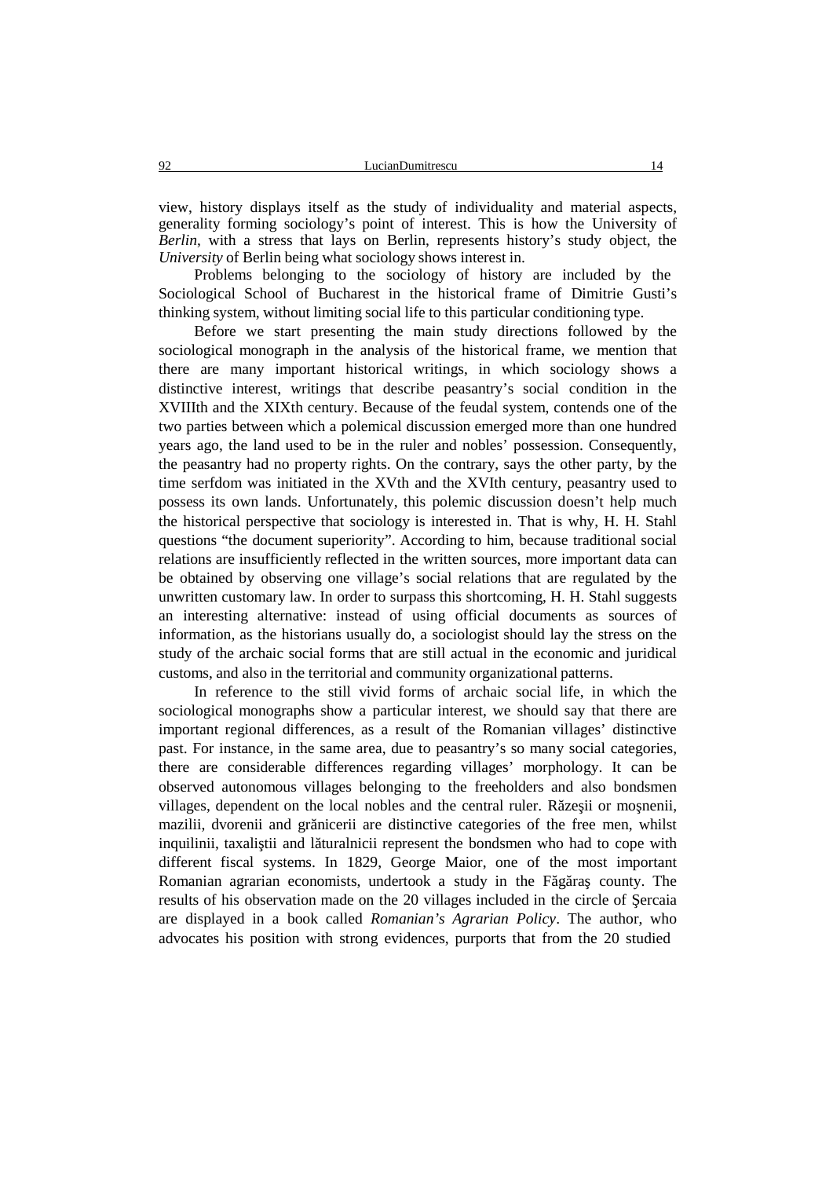view, history displays itself as the study of individuality and material aspects, generality forming sociology's point of interest. This is how the University of *Berlin*, with a stress that lays on Berlin, represents history's study object, the *University* of Berlin being what sociology shows interest in.

Problems belonging to the sociology of history are included by the Sociological School of Bucharest in the historical frame of Dimitrie Gusti's thinking system, without limiting social life to this particular conditioning type.

Before we start presenting the main study directions followed by the sociological monograph in the analysis of the historical frame, we mention that there are many important historical writings, in which sociology shows a distinctive interest, writings that describe peasantry's social condition in the XVIIIth and the XIXth century. Because of the feudal system, contends one of the two parties between which a polemical discussion emerged more than one hundred years ago, the land used to be in the ruler and nobles' possession. Consequently, the peasantry had no property rights. On the contrary, says the other party, by the time serfdom was initiated in the XVth and the XVIth century, peasantry used to possess its own lands. Unfortunately, this polemic discussion doesn't help much the historical perspective that sociology is interested in. That is why, H. H. Stahl questions "the document superiority". According to him, because traditional social relations are insufficiently reflected in the written sources, more important data can be obtained by observing one village's social relations that are regulated by the unwritten customary law. In order to surpass this shortcoming, H. H. Stahl suggests an interesting alternative: instead of using official documents as sources of information, as the historians usually do, a sociologist should lay the stress on the study of the archaic social forms that are still actual in the economic and juridical customs, and also in the territorial and community organizational patterns.

In reference to the still vivid forms of archaic social life, in which the sociological monographs show a particular interest, we should say that there are important regional differences, as a result of the Romanian villages' distinctive past. For instance, in the same area, due to peasantry's so many social categories, there are considerable differences regarding villages' morphology. It can be observed autonomous villages belonging to the freeholders and also bondsmen villages, dependent on the local nobles and the central ruler. Răzeşii or moşnenii, mazilii, dvorenii and grănicerii are distinctive categories of the free men, whilst inquilinii, taxaliştii and lăturalnicii represent the bondsmen who had to cope with different fiscal systems. In 1829, George Maior, one of the most important Romanian agrarian economists, undertook a study in the Făgăraş county. The results of his observation made on the 20 villages included in the circle of Şercaia are displayed in a book called *Romanian's Agrarian Policy*. The author, who advocates his position with strong evidences, purports that from the 20 studied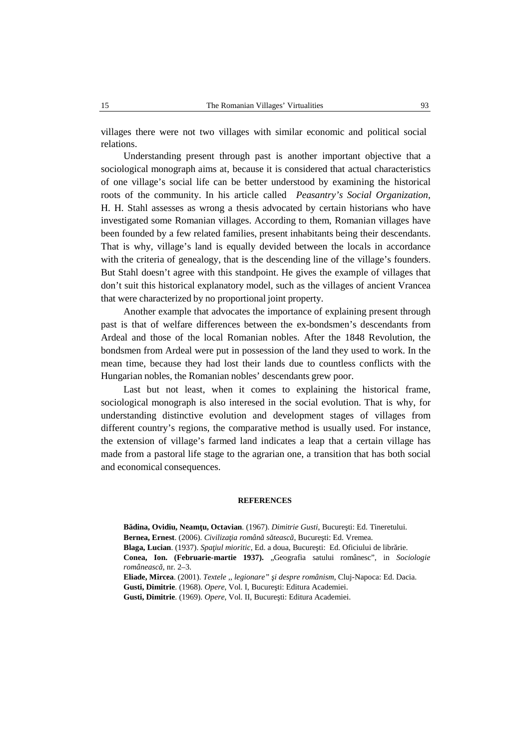villages there were not two villages with similar economic and political social relations.

Understanding present through past is another important objective that a sociological monograph aims at, because it is considered that actual characteristics of one village's social life can be better understood by examining the historical roots of the community. In his article called *Peasantry's Social Organization*, H. H. Stahl assesses as wrong a thesis advocated by certain historians who have investigated some Romanian villages. According to them, Romanian villages have been founded by a few related families, present inhabitants being their descendants. That is why, village's land is equally devided between the locals in accordance with the criteria of genealogy, that is the descending line of the village's founders. But Stahl doesn't agree with this standpoint. He gives the example of villages that don't suit this historical explanatory model, such as the villages of ancient Vrancea that were characterized by no proportional joint property.

Another example that advocates the importance of explaining present through past is that of welfare differences between the ex-bondsmen's descendants from Ardeal and those of the local Romanian nobles. After the 1848 Revolution, the bondsmen from Ardeal were put in possession of the land they used to work. In the mean time, because they had lost their lands due to countless conflicts with the Hungarian nobles, the Romanian nobles' descendants grew poor.

Last but not least, when it comes to explaining the historical frame, sociological monograph is also interesed in the social evolution. That is why, for understanding distinctive evolution and development stages of villages from different country's regions, the comparative method is usually used. For instance, the extension of village's farmed land indicates a leap that a certain village has made from a pastoral life stage to the agrarian one, a transition that has both social and economical consequences.

## REFERENCES

**Bădina, Ovidiu, Neamţu, Octavian**. (1967). *Dimitrie Gusti*, Bucureşti: Ed. Tineretului.

**Bernea, Ernest**. (2006). *Civilizaţia română sătească*, Bucureşti: Ed. Vremea.

**Blaga, Lucian**. (1937). *Spaţiul mioritic*, Ed. a doua, Bucureşti: Ed. Oficiului de librărie.

**Conea, Ion. (Februarie-martie 1937).** „Geografia satului românesc", in *Sociologie românească*, nr. 2–3.

**Eliade, Mircea**. (2001). *Textele „ legionare" şi despre românism*, Cluj-Napoca: Ed. Dacia.

**Gusti, Dimitrie**. (1968). *Opere*, Vol. I, Bucureşti: Editura Academiei.

**Gusti, Dimitrie**. (1969). *Opere*, Vol. II, Bucureşti: Editura Academiei.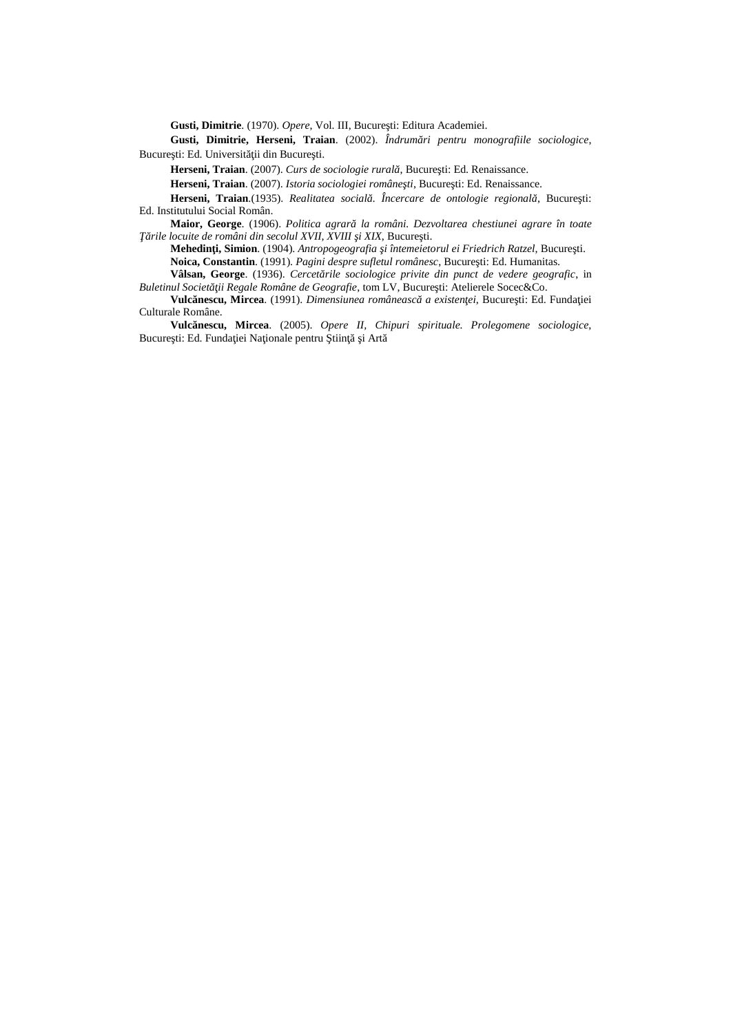**Gusti, Dimitrie**. (1970). *Opere*, Vol. III, Bucureşti: Editura Academiei.

**Gusti, Dimitrie, Herseni, Traian**. (2002). *Îndrumări pentru monografiile sociologice*, Bucureşti: Ed. Universităţii din Bucureşti.

**Herseni, Traian**. (2007). *Curs de sociologie rurală*, Bucureşti: Ed. Renaissance.

**Herseni, Traian**. (2007). *Istoria sociologiei româneşti*, Bucureşti: Ed. Renaissance.

**Herseni, Traian**.(1935). *Realitatea socială. Încercare de ontologie regională*, Bucureşti: Ed. Institutului Social Român.

**Maior, George**. (1906). *Politica agrară la români. Dezvoltarea chestiunei agrare în toate Ţările locuite de români din secolul XVII, XVIII şi XIX*, Bucureşti.

**Mehedinţi, Simion**. (1904). *Antropogeografia şi întemeietorul ei Friedrich Ratzel*, Bucureşti.

**Noica, Constantin**. (1991). *Pagini despre sufletul românesc*, Bucureşti: Ed. Humanitas.

**Vâlsan, George**. (1936). *Cercetările sociologice privite din punct de vedere geografic*, in *Buletinul Societăţii Regale Române de Geografie*, tom LV, Bucureşti: Atelierele Socec&Co.

**Vulcănescu, Mircea**. (1991). *Dimensiunea românească a existenţei*, Bucureşti: Ed. Fundaţiei Culturale Române.

**Vulcănescu, Mircea**. (2005). *Opere II, Chipuri spirituale. Prolegomene sociologice*, Bucureşti: Ed. Fundaţiei Naţionale pentru Ştiinţă şi Artă